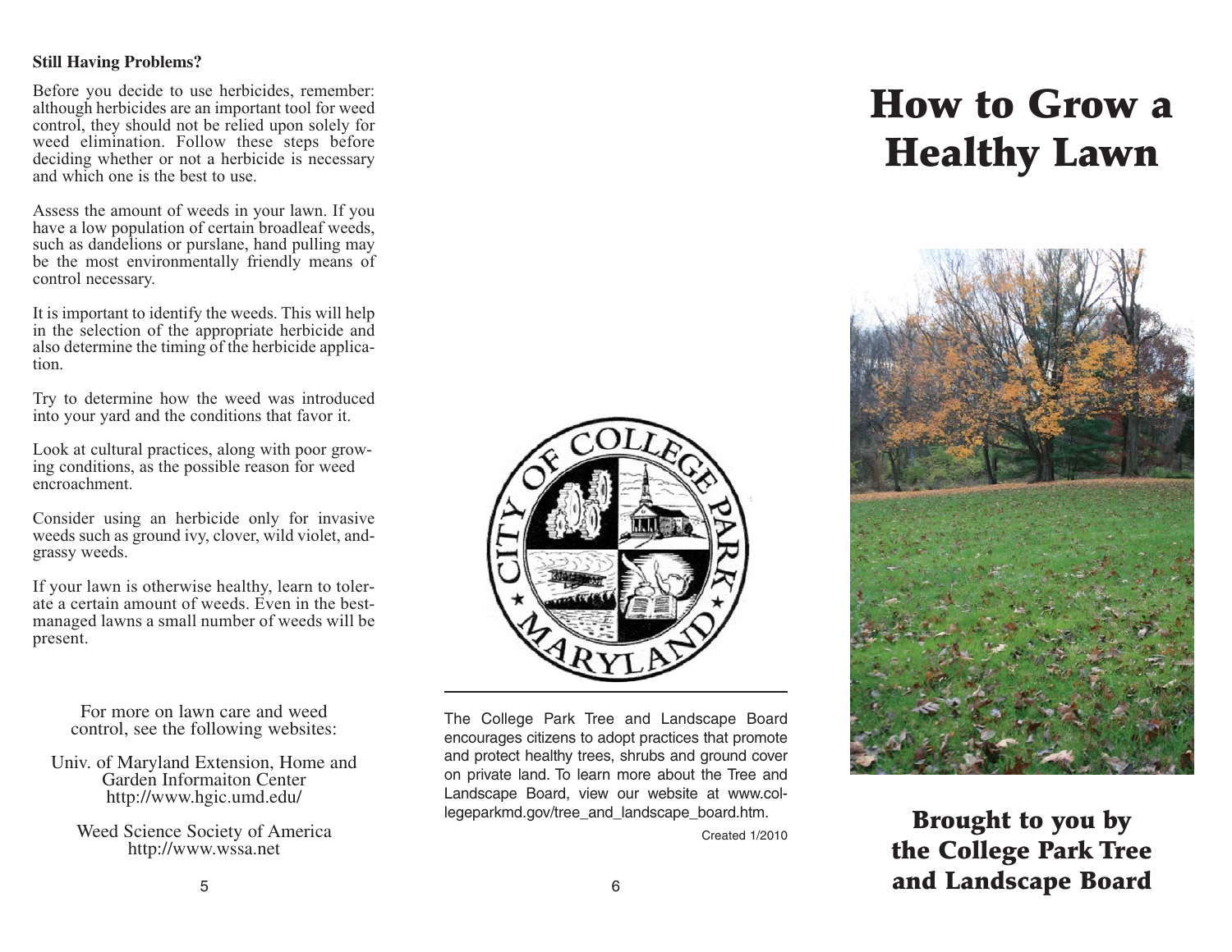**Still Having Problems?**

Before you decide to use herbicides, remember: although herbicides are an important tool for weed control, they should not be relied upon solely for weed elimination. Follow these steps before deciding whether or not a herbicide is necessary and which one is the best to use.

Assess the amount of weeds in your lawn. If you have a low population of certain broadleaf weeds, such as dandelions or purslane, hand pulling may be the most environmentally friendly means of control necessary.

It is important to identify the weeds. This will help in the selection of the appropriate herbicide and also determine the timing of the herbicide application.

Try to determine how the weed was introduced into your yard and the conditions that favor it.

Look at cultural practices, along with poor growing conditions, as the possible reason for weed encroachment.

Consider using an herbicide only for invasive weeds such as ground ivy, clover, wild violet, andgrassy weeds.

If your lawn is otherwise healthy, learn to tolerate a certain amount of weeds. Even in the best-managed lawns a small number of weeds will be present.

For more on lawn care and weed control, see the following websites:

Univ. of Maryland Extension, Home and Garden Informaiton Center
http://www.hgic.umd.edu/

Weed Science Society of America
http://www.wssa.net

CITY OF COLLEGE PARK MARYLAND

The College Park Tree and Landscape Board encourages citizens to adopt practices that promote and protect healthy trees, shrubs and ground cover on private land. To learn more about the Tree and Landscape Board, view our website at www.collegeparkmd.gov/tree_and_landscape_board.htm.

Created 1/2010

# How to Grow a Healthy Lawn

## Brought to you by the College Park Tree and Landscape Board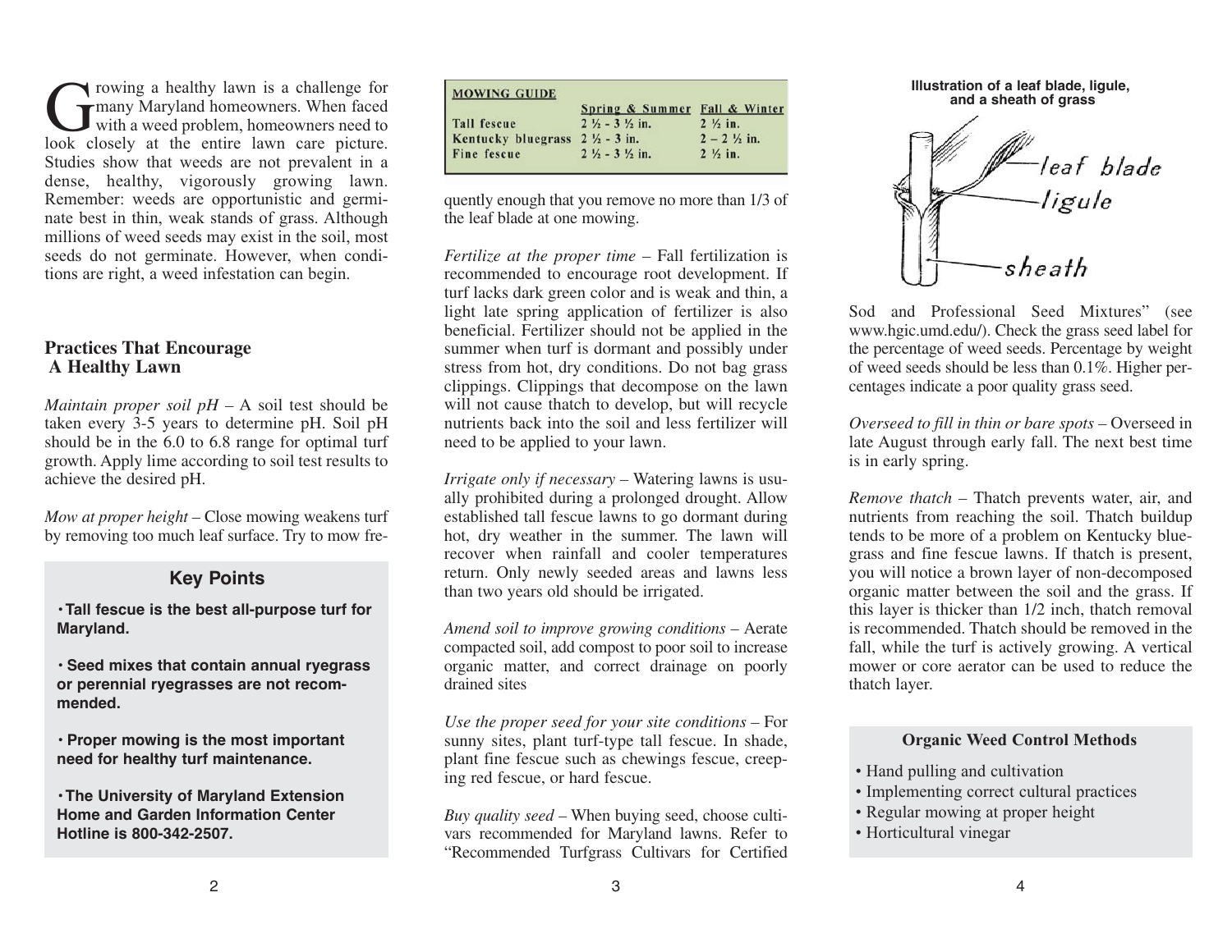Growing a healthy lawn is a challenge for many Maryland homeowners. When faced with a weed problem, homeowners need to look closely at the entire lawn care picture. Studies show that weeds are not prevalent in a dense, healthy, vigorously growing lawn. Remember: weeds are opportunistic and germinate best in thin, weak stands of grass. Although millions of weed seeds may exist in the soil, most seeds do not germinate. However, when conditions are right, a weed infestation can begin.

## Practices That Encourage A Healthy Lawn

*Maintain proper soil pH* – A soil test should be taken every 3-5 years to determine pH. Soil pH should be in the 6.0 to 6.8 range for optimal turf growth. Apply lime according to soil test results to achieve the desired pH.

*Mow at proper height* – Close mowing weakens turf by removing too much leaf surface. Try to mow frequently enough that you remove no more than 1/3 of the leaf blade at one mowing.

### Key Points

- **Tall fescue is the best all-purpose turf for Maryland.**
- **Seed mixes that contain annual ryegrass or perennial ryegrasses are not recommended.**
- **Proper mowing is the most important need for healthy turf maintenance.**
- **The University of Maryland Extension Home and Garden Information Center Hotline is 800-342-2507.**

**MOWING GUIDE**

| | Spring & Summer | Fall & Winter |
|---|---|---|
| Tall fescue | 2 ½ - 3 ½ in. | 2 ½ in. |
| Kentucky bluegrass | 2 ½ - 3 in. | 2 – 2 ½ in. |
| Fine fescue | 2 ½ - 3 ½ in. | 2 ½ in. |

*Fertilize at the proper time* – Fall fertilization is recommended to encourage root development. If turf lacks dark green color and is weak and thin, a light late spring application of fertilizer is also beneficial. Fertilizer should not be applied in the summer when turf is dormant and possibly under stress from hot, dry conditions. Do not bag grass clippings. Clippings that decompose on the lawn will not cause thatch to develop, but will recycle nutrients back into the soil and less fertilizer will need to be applied to your lawn.

*Irrigate only if necessary* – Watering lawns is usually prohibited during a prolonged drought. Allow established tall fescue lawns to go dormant during hot, dry weather in the summer. The lawn will recover when rainfall and cooler temperatures return. Only newly seeded areas and lawns less than two years old should be irrigated.

*Amend soil to improve growing conditions* – Aerate compacted soil, add compost to poor soil to increase organic matter, and correct drainage on poorly drained sites

*Use the proper seed for your site conditions* – For sunny sites, plant turf-type tall fescue. In shade, plant fine fescue such as chewings fescue, creeping red fescue, or hard fescue.

*Buy quality seed* – When buying seed, choose cultivars recommended for Maryland lawns. Refer to "Recommended Turfgrass Cultivars for Certified Sod and Professional Seed Mixtures" (see www.hgic.umd.edu/). Check the grass seed label for the percentage of weed seeds. Percentage by weight of weed seeds should be less than 0.1%. Higher percentages indicate a poor quality grass seed.

**Illustration of a leaf blade, ligule, and a sheath of grass**

leaf blade
ligule
sheath

*Overseed to fill in thin or bare spots* – Overseed in late August through early fall. The next best time is in early spring.

*Remove thatch* – Thatch prevents water, air, and nutrients from reaching the soil. Thatch buildup tends to be more of a problem on Kentucky bluegrass and fine fescue lawns. If thatch is present, you will notice a brown layer of non-decomposed organic matter between the soil and the grass. If this layer is thicker than 1/2 inch, thatch removal is recommended. Thatch should be removed in the fall, while the turf is actively growing. A vertical mower or core aerator can be used to reduce the thatch layer.

### Organic Weed Control Methods

- Hand pulling and cultivation
- Implementing correct cultural practices
- Regular mowing at proper height
- Horticultural vinegar